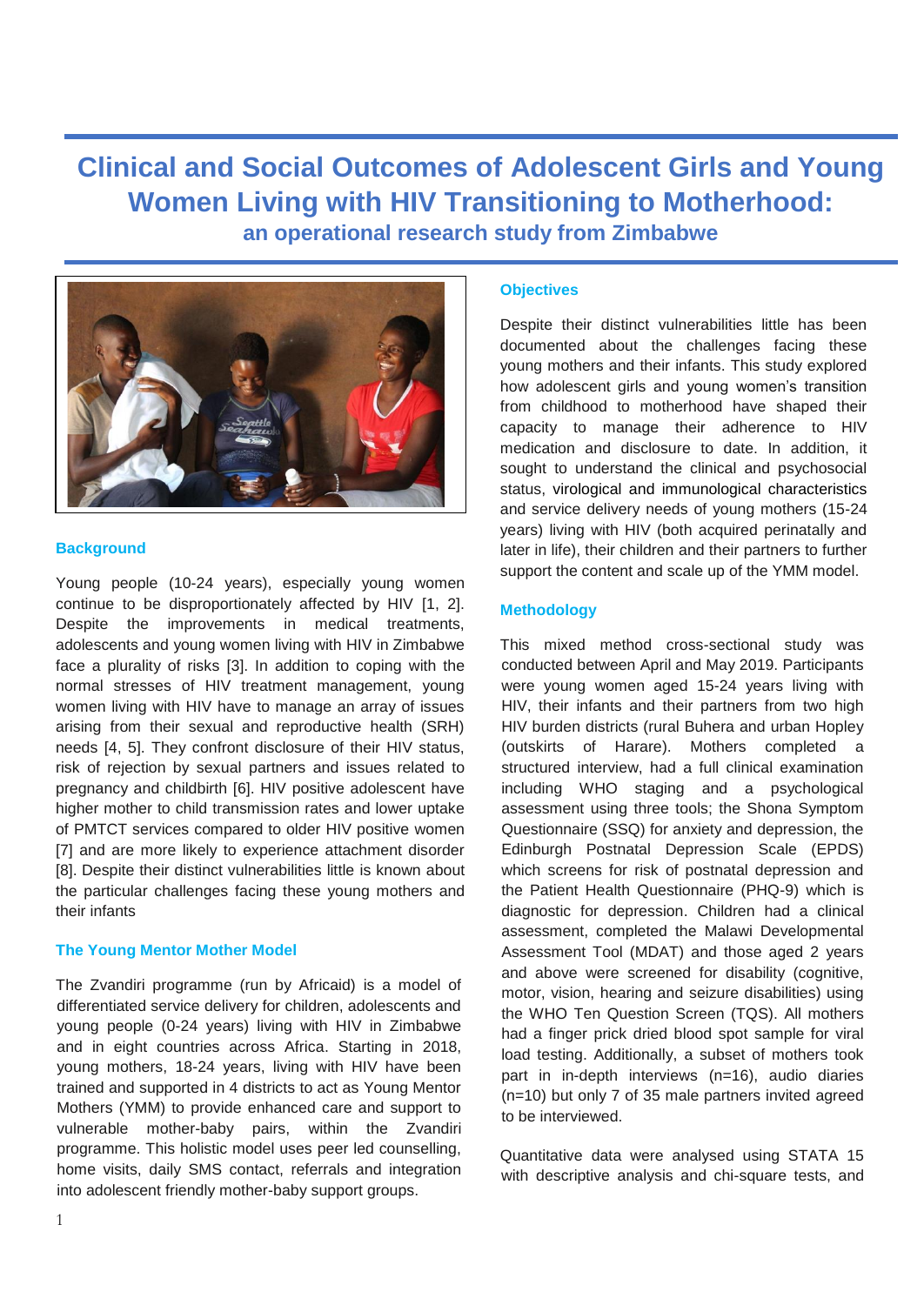# Clinical and Social Outcomes of Adolescent Girls and Young Women Living with HIV Transitioning to Motherhood:

## an operational research study from Zimbabwe

### Background

Young people (10-24 years), especially young women continue to be disproportionately affected by HIV [1, 2]. Despite the improvements in medical treatments, adolescents and young women living with HIV in Zimbabwe face a plurality of risks [3]. In addition to coping with the normal stresses of HIV treatment management, young women living with HIV have to manage an array of issues arising from their sexual and reproductive health (SRH) needs [4, 5]. They confront disclosure of their HIV status, risk of rejection by sexual partners and issues related to pregnancy and childbirth [6]. HIV positive adolescent have higher mother to child transmission rates and lower uptake of PMTCT services compared to older HIV positive women [7] and are more likely to experience attachment disorder [8]. Despite their distinct vulnerabilities little is known about the particular challenges facing these young mothers and their infants

### The Young Mentor Mother Model

The Zvandiri programme (run by Africaid) is a model of differentiated service delivery for children, adolescents and young people (0-24 years) living with HIV in Zimbabwe and in eight countries across Africa. Starting in 2018, young mothers, 18-24 years, living with HIV have been trained and supported in 4 districts to act as Young Mentor Mothers (YMM) to provide enhanced care and support to vulnerable mother-baby pairs, within the Zvandiri programme. This holistic model uses peer led counselling, home visits, daily SMS contact, referrals and integration into adolescent friendly mother-baby support groups.

### Objectives

Despite their distinct vulnerabilities little has been documented about the challenges facing these young mothers and their infants. This study explored how adolescent girls and young women's transition from childhood to motherhood have shaped their capacity to manage their adherence to HIV medication and disclosure to date. In addition, it sought to understand the clinical and psychosocial status, virological and immunological characteristics and service delivery needs of young mothers (15-24 years) living with HIV (both acquired perinatally and later in life), their children and their partners to further support the content and scale up of the YMM model.

### Methodology

This mixed method cross-sectional study was conducted between April and May 2019. Participants were young women aged 15-24 years living with HIV, their infants and their partners from two high HIV burden districts (rural Buhera and urban Hopley (outskirts of Harare). Mothers completed a structured interview, had a full clinical examination including WHO staging and a psychological assessment using three tools; the Shona Symptom Questionnaire (SSQ) for anxiety and depression, the Edinburgh Postnatal Depression Scale (EPDS) which screens for risk of postnatal depression and the Patient Health Questionnaire (PHQ-9) which is diagnostic for depression. Children had a clinical assessment, completed the Malawi Developmental Assessment Tool (MDAT) and those aged 2 years and above were screened for disability (cognitive, motor, vision, hearing and seizure disabilities) using the WHO Ten Question Screen (TQS). All mothers had a finger prick dried blood spot sample for viral load testing. Additionally, a subset of mothers took part in in-depth interviews (n=16), audio diaries (n=10) but only 7 of 35 male partners invited agreed to be interviewed.

Quantitative data were analysed using STATA 15 with descriptive analysis and chi-square tests, and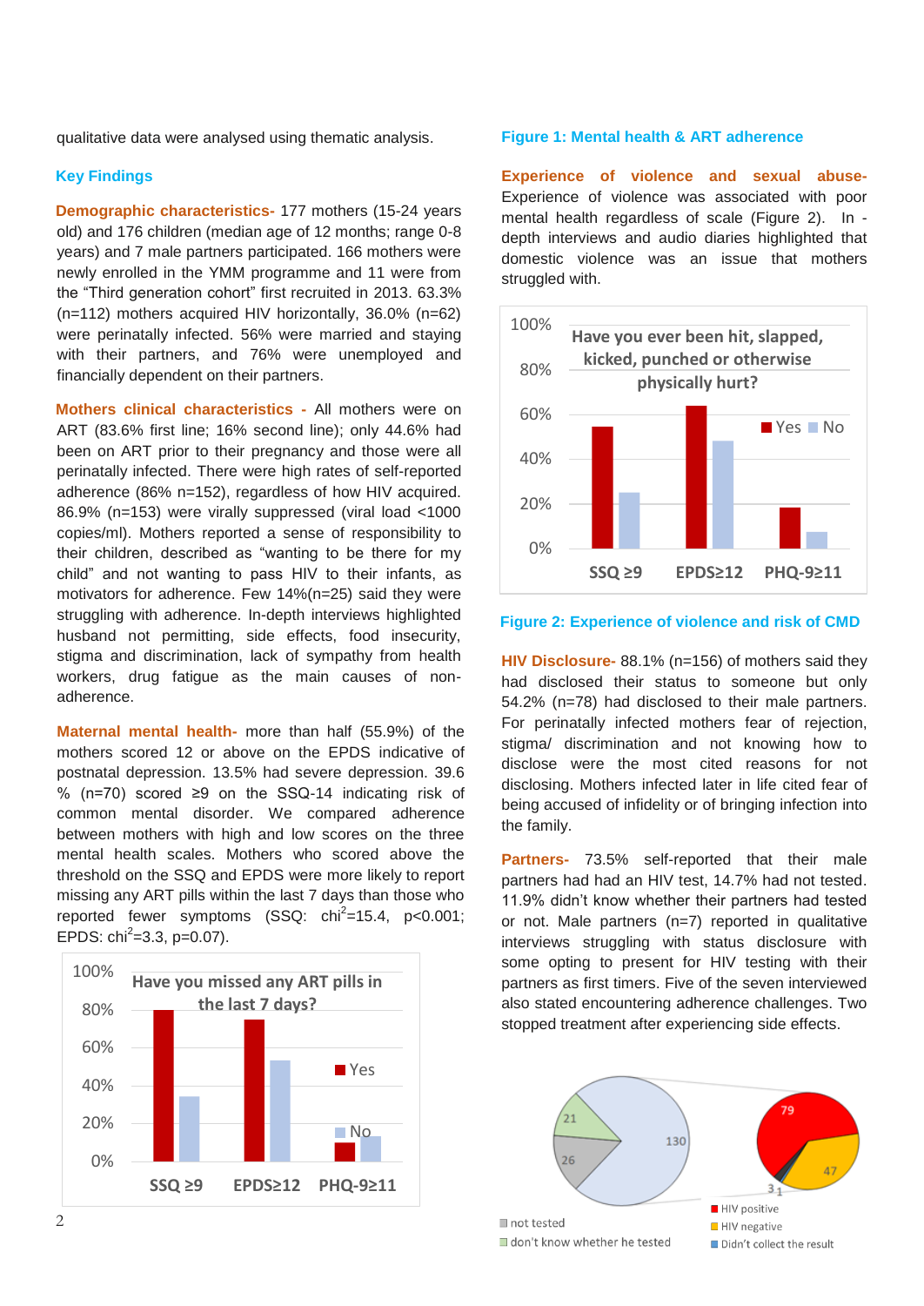qualitative data were analysed using thematic analysis.

## Key Findings

**Demographic characteristics-** 177 mothers (15-24 years old) and 176 children (median age of 12 months; range 0-8 years) and 7 male partners participated. 166 mothers were newly enrolled in the YMM programme and 11 were from the "Third generation cohort" first recruited in 2013. 63.3% (n=112) mothers acquired HIV horizontally, 36.0% (n=62) were perinatally infected. 56% were married and staying with their partners, and 76% were unemployed and financially dependent on their partners.

**Mothers clinical characteristics -** All mothers were on ART (83.6% first line; 16% second line); only 44.6% had been on ART prior to their pregnancy and those were all perinatally infected. There were high rates of self-reported adherence (86% n=152), regardless of how HIV acquired. 86.9% (n=153) were virally suppressed (viral load <1000 copies/ml). Mothers reported a sense of responsibility to their children, described as "wanting to be there for my child" and not wanting to pass HIV to their infants, as motivators for adherence. Few 14%(n=25) said they were struggling with adherence. In-depth interviews highlighted husband not permitting, side effects, food insecurity, stigma and discrimination, lack of sympathy from health workers, drug fatigue as the main causes of non-adherence.

**Maternal mental health-** more than half (55.9%) of the mothers scored 12 or above on the EPDS indicative of postnatal depression. 13.5% had severe depression. 39.6 % (n=70) scored ≥9 on the SSQ-14 indicating risk of common mental disorder. We compared adherence between mothers with high and low scores on the three mental health scales. Mothers who scored above the threshold on the SSQ and EPDS were more likely to report missing any ART pills within the last 7 days than those who reported fewer symptoms (SSQ: $chi^2$=15.4, $p<0.001$; EPDS: $chi^2$=3.3, $p$=0.07).

Have you missed any ART pills in the last 7 days?

| | Yes | No |
|---|---|---|
| SSQ ≥9 | ~80% | ~35% |
| EPDS≥12 | ~75% | ~54% |
| PHQ-9≥11 | ~10% | ~14% |

**Figure 1: Mental health & ART adherence**

**Experience of violence and sexual abuse-** Experience of violence was associated with poor mental health regardless of scale (Figure 2). In - depth interviews and audio diaries highlighted that domestic violence was an issue that mothers struggled with.

Have you ever been hit, slapped, kicked, punched or otherwise physically hurt?

| | Yes | No |
|---|---|---|
| SSQ ≥9 | ~54% | ~25% |
| EPDS≥12 | ~64% | ~48% |
| PHQ-9≥11 | ~18% | ~7% |

**Figure 2: Experience of violence and risk of CMD**

**HIV Disclosure-** 88.1% (n=156) of mothers said they had disclosed their status to someone but only 54.2% (n=78) had disclosed to their male partners. For perinatally infected mothers fear of rejection, stigma/ discrimination and not knowing how to disclose were the most cited reasons for not disclosing. Mothers infected later in life cited fear of being accused of infidelity or of bringing infection into the family.

**Partners-** 73.5% self-reported that their male partners had had an HIV test, 14.7% had not tested. 11.9% didn't know whether their partners had tested or not. Male partners (n=7) reported in qualitative interviews struggling with status disclosure with some opting to present for HIV testing with their partners as first timers. Five of the seven interviewed also stated encountering adherence challenges. Two stopped treatment after experiencing side effects.

| Partner HIV testing | n |
|---|---|
| Tested | 130 |
| not tested | 26 |
| don't know whether he tested | 21 |

| Test result | n |
|---|---|
| HIV positive | 79 |
| HIV negative | 47 |
| Didn't collect the result | 3 |
| (unlabelled) | 1 |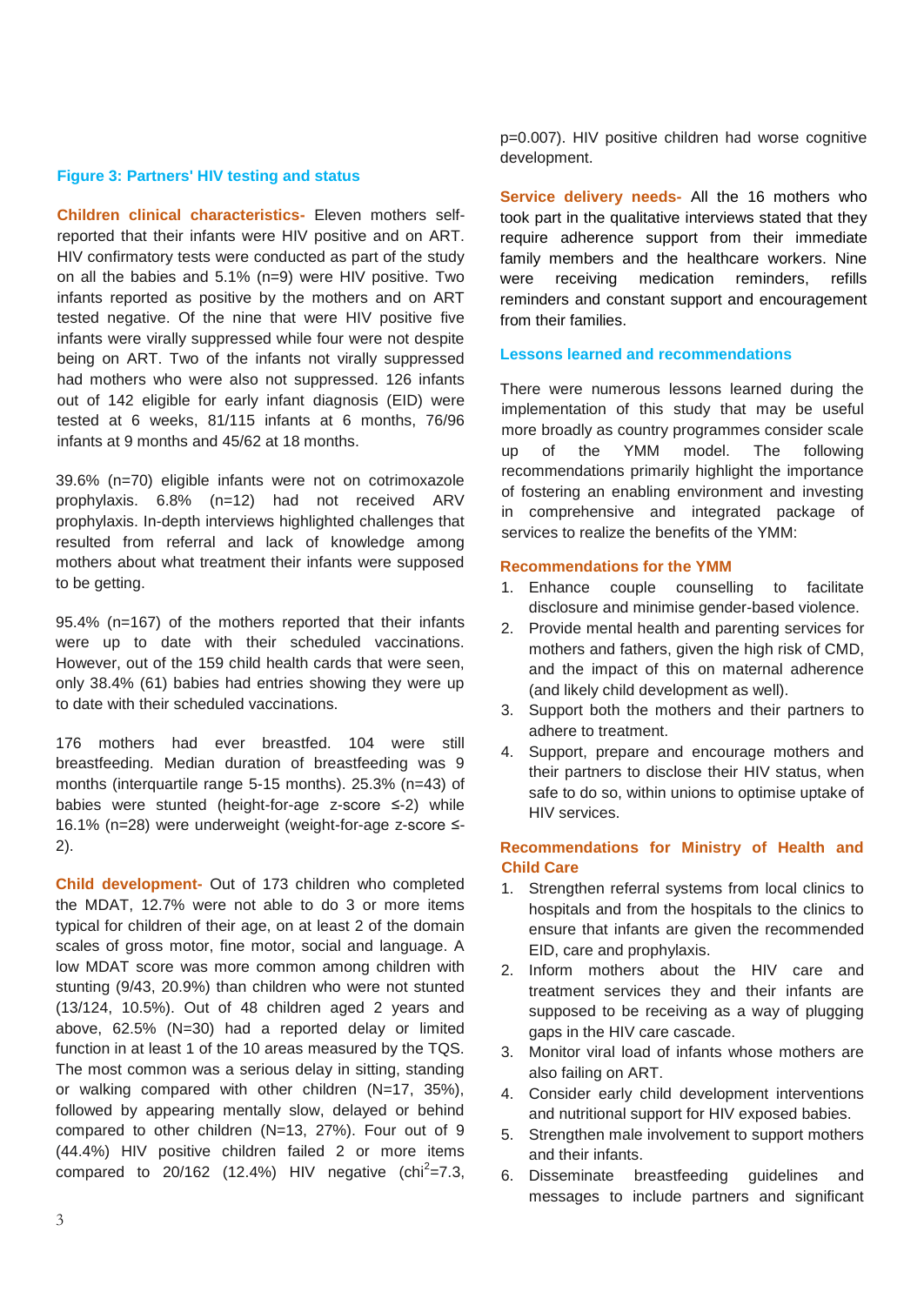**Figure 3: Partners' HIV testing and status**

**Children clinical characteristics-** Eleven mothers self-reported that their infants were HIV positive and on ART. HIV confirmatory tests were conducted as part of the study on all the babies and 5.1% (n=9) were HIV positive. Two infants reported as positive by the mothers and on ART tested negative. Of the nine that were HIV positive five infants were virally suppressed while four were not despite being on ART. Two of the infants not virally suppressed had mothers who were also not suppressed. 126 infants out of 142 eligible for early infant diagnosis (EID) were tested at 6 weeks, 81/115 infants at 6 months, 76/96 infants at 9 months and 45/62 at 18 months.

39.6% (n=70) eligible infants were not on cotrimoxazole prophylaxis. 6.8% (n=12) had not received ARV prophylaxis. In-depth interviews highlighted challenges that resulted from referral and lack of knowledge among mothers about what treatment their infants were supposed to be getting.

95.4% (n=167) of the mothers reported that their infants were up to date with their scheduled vaccinations. However, out of the 159 child health cards that were seen, only 38.4% (61) babies had entries showing they were up to date with their scheduled vaccinations.

176 mothers had ever breastfed. 104 were still breastfeeding. Median duration of breastfeeding was 9 months (interquartile range 5-15 months). 25.3% (n=43) of babies were stunted (height-for-age z-score ≤-2) while 16.1% (n=28) were underweight (weight-for-age z-score ≤-2).

**Child development-** Out of 173 children who completed the MDAT, 12.7% were not able to do 3 or more items typical for children of their age, on at least 2 of the domain scales of gross motor, fine motor, social and language. A low MDAT score was more common among children with stunting (9/43, 20.9%) than children who were not stunted (13/124, 10.5%). Out of 48 children aged 2 years and above, 62.5% (N=30) had a reported delay or limited function in at least 1 of the 10 areas measured by the TQS. The most common was a serious delay in sitting, standing or walking compared with other children (N=17, 35%), followed by appearing mentally slow, delayed or behind compared to other children (N=13, 27%). Four out of 9 (44.4%) HIV positive children failed 2 or more items compared to 20/162 (12.4%) HIV negative ($chi^2$=7.3, p=0.007). HIV positive children had worse cognitive development.

**Service delivery needs-** All the 16 mothers who took part in the qualitative interviews stated that they require adherence support from their immediate family members and the healthcare workers. Nine were receiving medication reminders, refills reminders and constant support and encouragement from their families.

## Lessons learned and recommendations

There were numerous lessons learned during the implementation of this study that may be useful more broadly as country programmes consider scale up of the YMM model. The following recommendations primarily highlight the importance of fostering an enabling environment and investing in comprehensive and integrated package of services to realize the benefits of the YMM:

### Recommendations for the YMM

1. Enhance couple counselling to facilitate disclosure and minimise gender-based violence.
2. Provide mental health and parenting services for mothers and fathers, given the high risk of CMD, and the impact of this on maternal adherence (and likely child development as well).
3. Support both the mothers and their partners to adhere to treatment.
4. Support, prepare and encourage mothers and their partners to disclose their HIV status, when safe to do so, within unions to optimise uptake of HIV services.

### Recommendations for Ministry of Health and Child Care

1. Strengthen referral systems from local clinics to hospitals and from the hospitals to the clinics to ensure that infants are given the recommended EID, care and prophylaxis.
2. Inform mothers about the HIV care and treatment services they and their infants are supposed to be receiving as a way of plugging gaps in the HIV care cascade.
3. Monitor viral load of infants whose mothers are also failing on ART.
4. Consider early child development interventions and nutritional support for HIV exposed babies.
5. Strengthen male involvement to support mothers and their infants.
6. Disseminate breastfeeding guidelines and messages to include partners and significant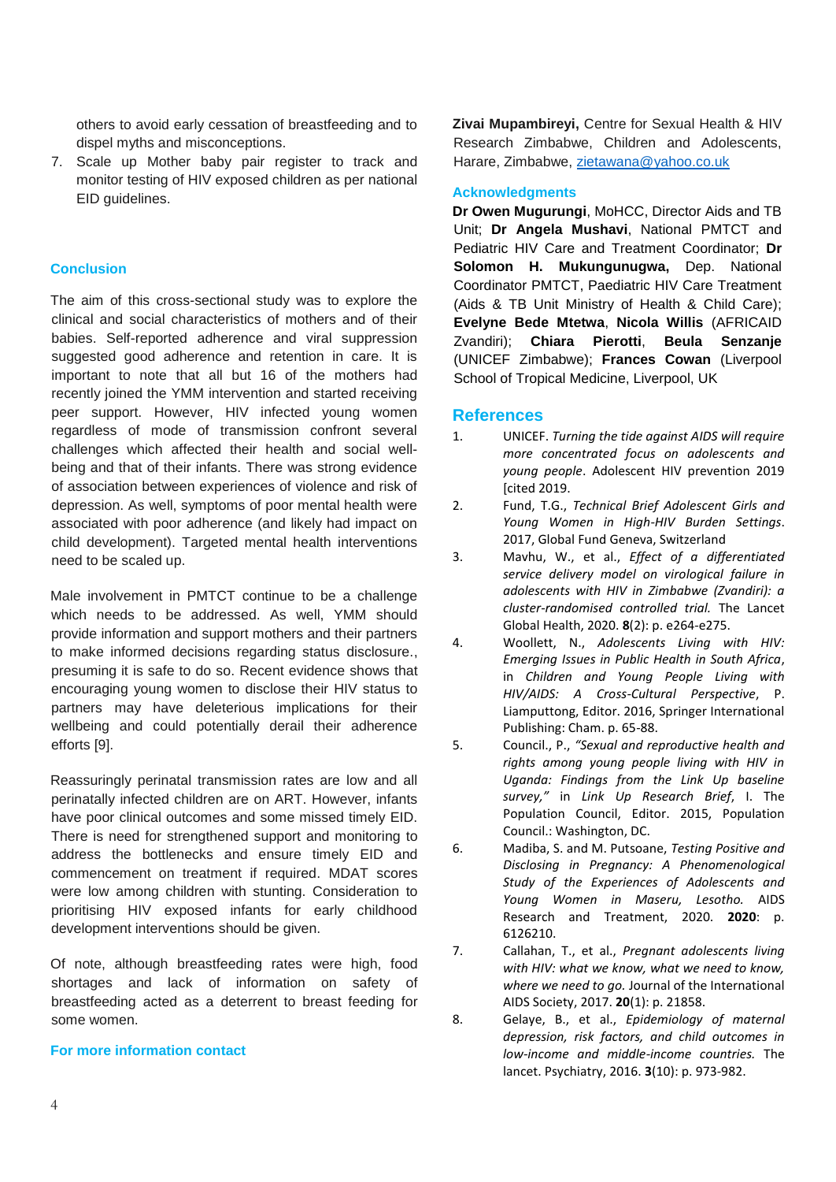others to avoid early cessation of breastfeeding and to dispel myths and misconceptions.

7. Scale up Mother baby pair register to track and monitor testing of HIV exposed children as per national EID guidelines.

## Conclusion

The aim of this cross-sectional study was to explore the clinical and social characteristics of mothers and of their babies. Self-reported adherence and viral suppression suggested good adherence and retention in care. It is important to note that all but 16 of the mothers had recently joined the YMM intervention and started receiving peer support. However, HIV infected young women regardless of mode of transmission confront several challenges which affected their health and social well-being and that of their infants. There was strong evidence of association between experiences of violence and risk of depression. As well, symptoms of poor mental health were associated with poor adherence (and likely had impact on child development). Targeted mental health interventions need to be scaled up.

Male involvement in PMTCT continue to be a challenge which needs to be addressed. As well, YMM should provide information and support mothers and their partners to make informed decisions regarding status disclosure., presuming it is safe to do so. Recent evidence shows that encouraging young women to disclose their HIV status to partners may have deleterious implications for their wellbeing and could potentially derail their adherence efforts [9].

Reassuringly perinatal transmission rates are low and all perinatally infected children are on ART. However, infants have poor clinical outcomes and some missed timely EID. There is need for strengthened support and monitoring to address the bottlenecks and ensure timely EID and commencement on treatment if required. MDAT scores were low among children with stunting. Consideration to prioritising HIV exposed infants for early childhood development interventions should be given.

Of note, although breastfeeding rates were high, food shortages and lack of information on safety of breastfeeding acted as a deterrent to breast feeding for some women.

## For more information contact

**Zivai Mupambireyi,** Centre for Sexual Health & HIV Research Zimbabwe, Children and Adolescents, Harare, Zimbabwe, zietawana@yahoo.co.uk

## Acknowledgments

**Dr Owen Mugurungi**, MoHCC, Director Aids and TB Unit; **Dr Angela Mushavi**, National PMTCT and Pediatric HIV Care and Treatment Coordinator; **Dr Solomon H. Mukungunugwa,** Dep. National Coordinator PMTCT, Paediatric HIV Care Treatment (Aids & TB Unit Ministry of Health & Child Care); **Evelyne Bede Mtetwa**, **Nicola Willis** (AFRICAID Zvandiri); **Chiara Pierotti**, **Beula Senzanje** (UNICEF Zimbabwe); **Frances Cowan** (Liverpool School of Tropical Medicine, Liverpool, UK

## References

1. UNICEF. *Turning the tide against AIDS will require more concentrated focus on adolescents and young people*. Adolescent HIV prevention 2019 [cited 2019.
2. Fund, T.G., *Technical Brief Adolescent Girls and Young Women in High-HIV Burden Settings*. 2017, Global Fund Geneva, Switzerland
3. Mavhu, W., et al., *Effect of a differentiated service delivery model on virological failure in adolescents with HIV in Zimbabwe (Zvandiri): a cluster-randomised controlled trial.* The Lancet Global Health, 2020. **8**(2): p. e264-e275.
4. Woollett, N., *Adolescents Living with HIV: Emerging Issues in Public Health in South Africa*, in *Children and Young People Living with HIV/AIDS: A Cross-Cultural Perspective*, P. Liamputtong, Editor. 2016, Springer International Publishing: Cham. p. 65-88.
5. Council., P., *"Sexual and reproductive health and rights among young people living with HIV in Uganda: Findings from the Link Up baseline survey,"* in *Link Up Research Brief*, I. The Population Council, Editor. 2015, Population Council.: Washington, DC.
6. Madiba, S. and M. Putsoane, *Testing Positive and Disclosing in Pregnancy: A Phenomenological Study of the Experiences of Adolescents and Young Women in Maseru, Lesotho.* AIDS Research and Treatment, 2020. **2020**: p. 6126210.
7. Callahan, T., et al., *Pregnant adolescents living with HIV: what we know, what we need to know, where we need to go.* Journal of the International AIDS Society, 2017. **20**(1): p. 21858.
8. Gelaye, B., et al., *Epidemiology of maternal depression, risk factors, and child outcomes in low-income and middle-income countries.* The lancet. Psychiatry, 2016. **3**(10): p. 973-982.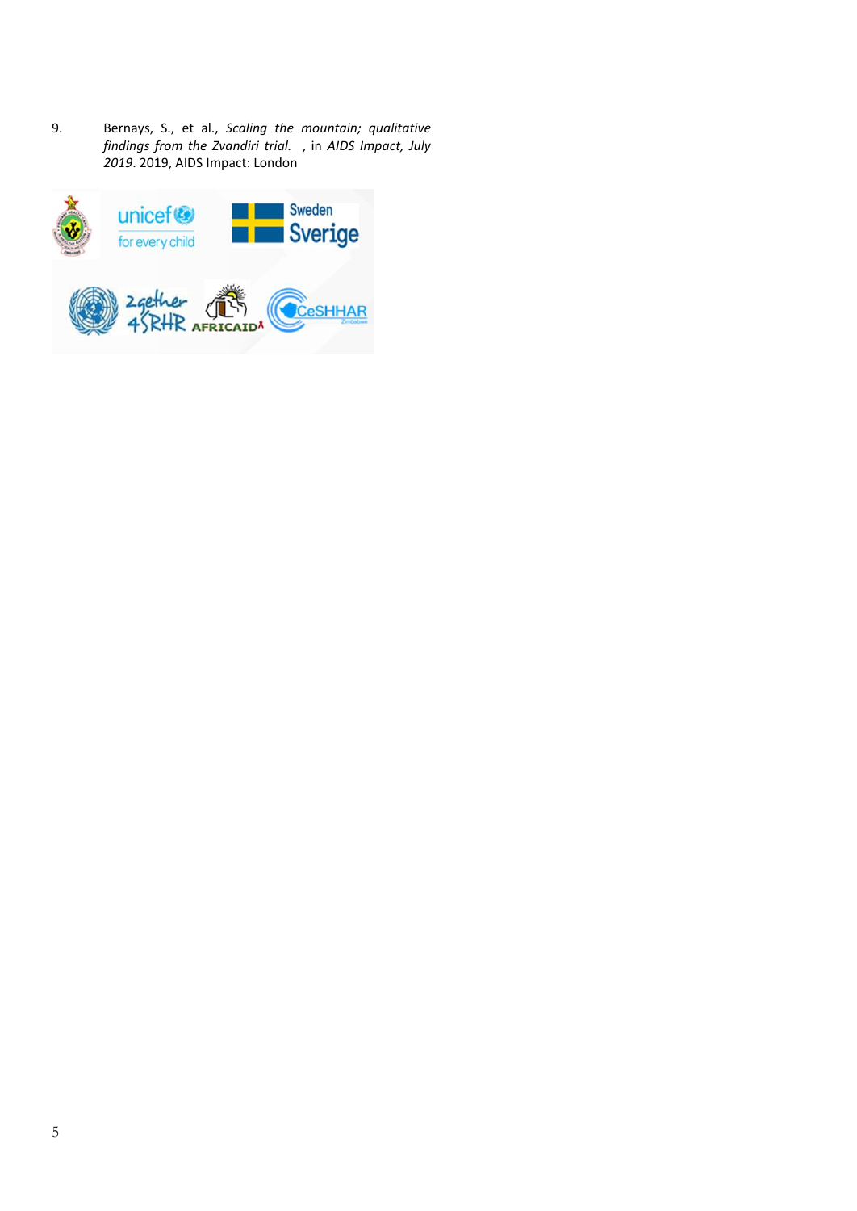9. Bernays, S., et al., *Scaling the mountain; qualitative findings from the Zvandiri trial.* , in *AIDS Impact, July 2019*. 2019, AIDS Impact: London